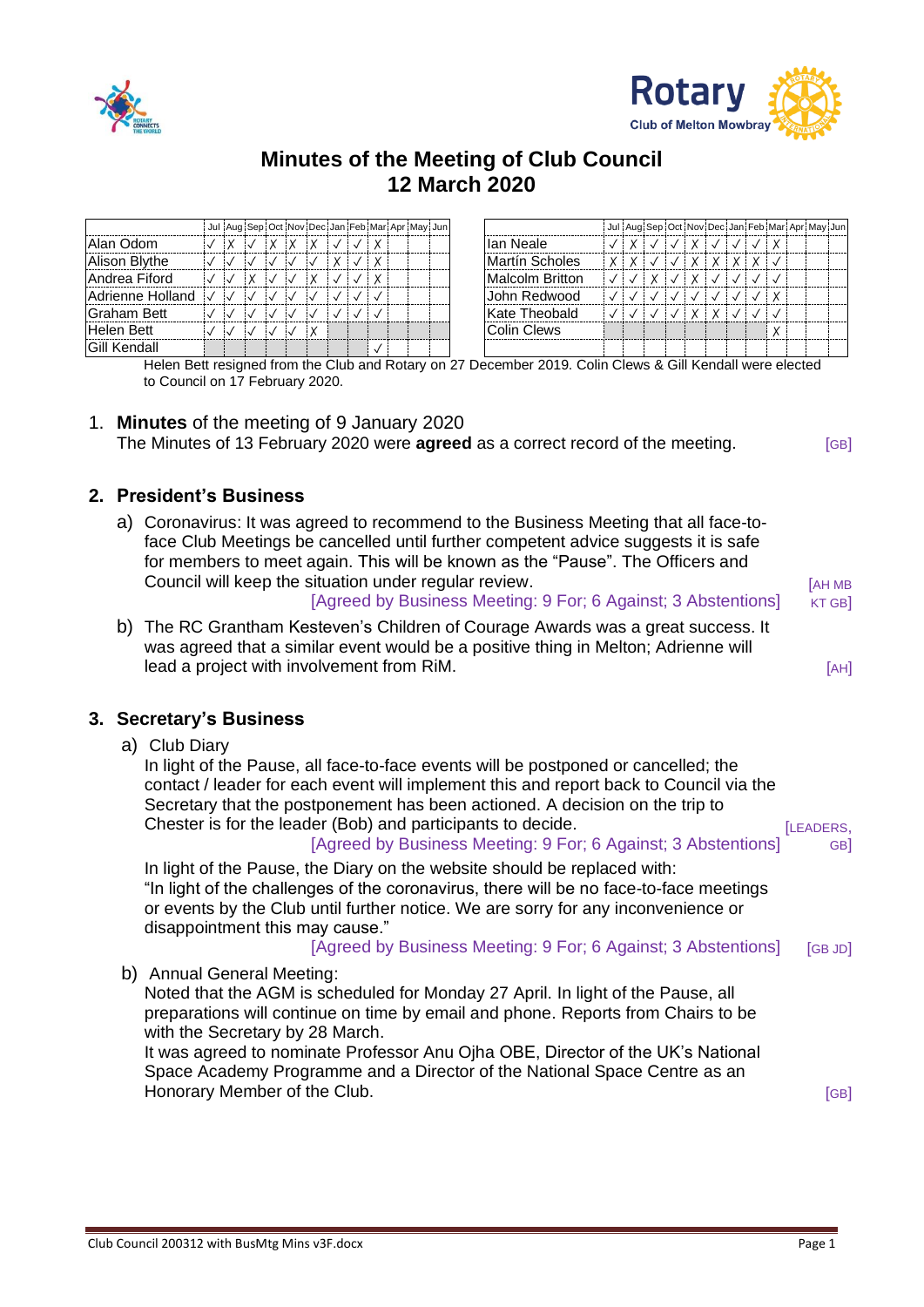# Minutes of the Meeting of Club Council
## 12 March 2020

| | Jul | Aug | Sep | Oct | Nov | Dec | Jan | Feb | Mar | Apr | May | Jun |
|---|---|---|---|---|---|---|---|---|---|---|---|---|
| Alan Odom | ✓ | X | ✓ | X | X | X | ✓ | ✓ | X | | | |
| Alison Blythe | ✓ | ✓ | ✓ | ✓ | ✓ | ✓ | X | ✓ | X | | | |
| Andrea Fiford | ✓ | ✓ | X | ✓ | ✓ | X | ✓ | ✓ | X | | | |
| Adrienne Holland | ✓ | ✓ | ✓ | ✓ | ✓ | ✓ | ✓ | ✓ | ✓ | | | |
| Graham Bett | ✓ | ✓ | ✓ | ✓ | ✓ | ✓ | ✓ | ✓ | ✓ | | | |
| Helen Bett | ✓ | ✓ | ✓ | ✓ | ✓ | X | | | | | | |
| Gill Kendall | | | | | | | | | ✓ | | | |

| | Jul | Aug | Sep | Oct | Nov | Dec | Jan | Feb | Mar | Apr | May | Jun |
|---|---|---|---|---|---|---|---|---|---|---|---|---|
| Ian Neale | ✓ | X | ✓ | ✓ | X | ✓ | ✓ | ✓ | X | | | |
| Martín Scholes | X | X | ✓ | ✓ | X | X | X | X | ✓ | | | |
| Malcolm Britton | ✓ | ✓ | X | ✓ | X | ✓ | ✓ | ✓ | ✓ | | | |
| John Redwood | ✓ | ✓ | ✓ | ✓ | ✓ | ✓ | ✓ | ✓ | X | | | |
| Kate Theobald | ✓ | ✓ | ✓ | ✓ | X | X | ✓ | ✓ | ✓ | | | |
| Colin Clews | | | | | | | | | X | | | |

Helen Bett resigned from the Club and Rotary on 27 December 2019. Colin Clews & Gill Kendall were elected to Council on 17 February 2020.

1. **Minutes** of the meeting of 9 January 2020
   The Minutes of 13 February 2020 were **agreed** as a correct record of the meeting. [GB]

## 2. President's Business

a) Coronavirus: It was agreed to recommend to the Business Meeting that all face-to-face Club Meetings be cancelled until further competent advice suggests it is safe for members to meet again. This will be known as the "Pause". The Officers and Council will keep the situation under regular review. [AH MB KT GB]
   [Agreed by Business Meeting: 9 For; 6 Against; 3 Abstentions]

b) The RC Grantham Kesteven's Children of Courage Awards was a great success. It was agreed that a similar event would be a positive thing in Melton; Adrienne will lead a project with involvement from RiM. [AH]

## 3. Secretary's Business

a) Club Diary
   In light of the Pause, all face-to-face events will be postponed or cancelled; the contact / leader for each event will implement this and report back to Council via the Secretary that the postponement has been actioned. A decision on the trip to Chester is for the leader (Bob) and participants to decide. [LEADERS, GB]
   [Agreed by Business Meeting: 9 For; 6 Against; 3 Abstentions]

   In light of the Pause, the Diary on the website should be replaced with:
   "In light of the challenges of the coronavirus, there will be no face-to-face meetings or events by the Club until further notice. We are sorry for any inconvenience or disappointment this may cause."
   [Agreed by Business Meeting: 9 For; 6 Against; 3 Abstentions] [GB JD]

b) Annual General Meeting:
   Noted that the AGM is scheduled for Monday 27 April. In light of the Pause, all preparations will continue on time by email and phone. Reports from Chairs to be with the Secretary by 28 March.
   It was agreed to nominate Professor Anu Ojha OBE, Director of the UK's National Space Academy Programme and a Director of the National Space Centre as an Honorary Member of the Club. [GB]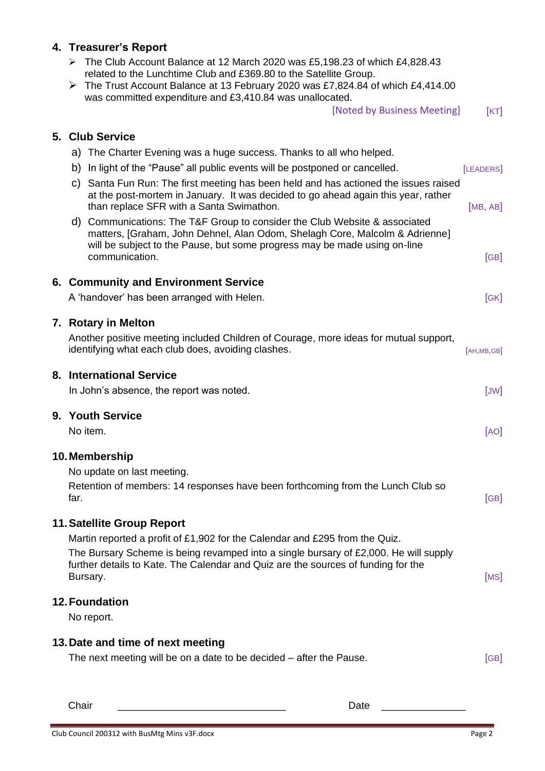## 4. Treasurer's Report

- The Club Account Balance at 12 March 2020 was £5,198.23 of which £4,828.43 related to the Lunchtime Club and £369.80 to the Satellite Group.
- The Trust Account Balance at 13 February 2020 was £7,824.84 of which £4,414.00 was committed expenditure and £3,410.84 was unallocated.

[Noted by Business Meeting] [KT]

## 5. Club Service

a) The Charter Evening was a huge success. Thanks to all who helped.

b) In light of the "Pause" all public events will be postponed or cancelled. [LEADERS]

c) Santa Fun Run: The first meeting has been held and has actioned the issues raised at the post-mortem in January. It was decided to go ahead again this year, rather than replace SFR with a Santa Swimathon. [MB, AB]

d) Communications: The T&F Group to consider the Club Website & associated matters, [Graham, John Dehnel, Alan Odom, Shelagh Core, Malcolm & Adrienne] will be subject to the Pause, but some progress may be made using on-line communication. [GB]

## 6. Community and Environment Service

A 'handover' has been arranged with Helen. [GK]

## 7. Rotary in Melton

Another positive meeting included Children of Courage, more ideas for mutual support, identifying what each club does, avoiding clashes. [AH,MB,GB]

## 8. International Service

In John's absence, the report was noted. [JW]

## 9. Youth Service

No item. [AO]

## 10. Membership

No update on last meeting.

Retention of members: 14 responses have been forthcoming from the Lunch Club so far. [GB]

## 11. Satellite Group Report

Martin reported a profit of £1,902 for the Calendar and £295 from the Quiz.

The Bursary Scheme is being revamped into a single bursary of £2,000. He will supply further details to Kate. The Calendar and Quiz are the sources of funding for the Bursary. [MS]

## 12. Foundation

No report.

## 13. Date and time of next meeting

The next meeting will be on a date to be decided – after the Pause. [GB]

Chair \_\_\_\_\_\_\_\_\_\_\_\_\_\_\_\_\_\_\_\_\_\_\_\_\_\_\_\_\_\_ Date \_\_\_\_\_\_\_\_\_\_\_\_\_\_\_